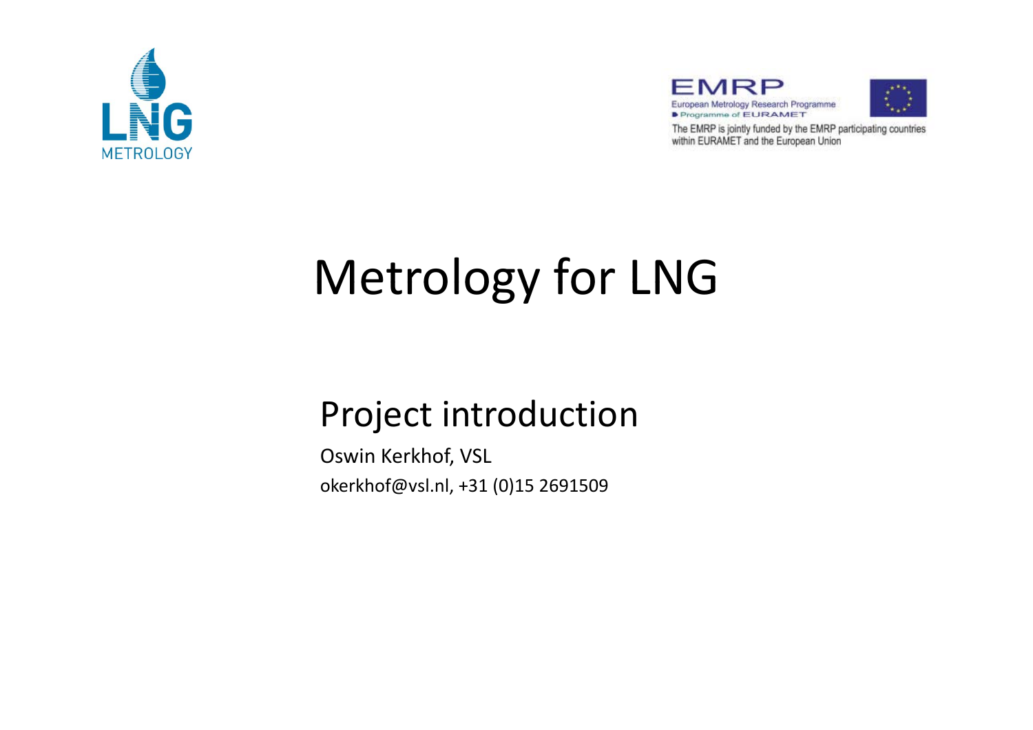LNG METROLOGY

EMRP

European Metrology Research Programme

Programme of EURAMET

The EMRP is jointly funded by the EMRP participating countries within EURAMET and the European Union

# Metrology for LNG

## Project introduction

Oswin Kerkhof, VSL

okerkhof@vsl.nl, +31 (0)15 2691509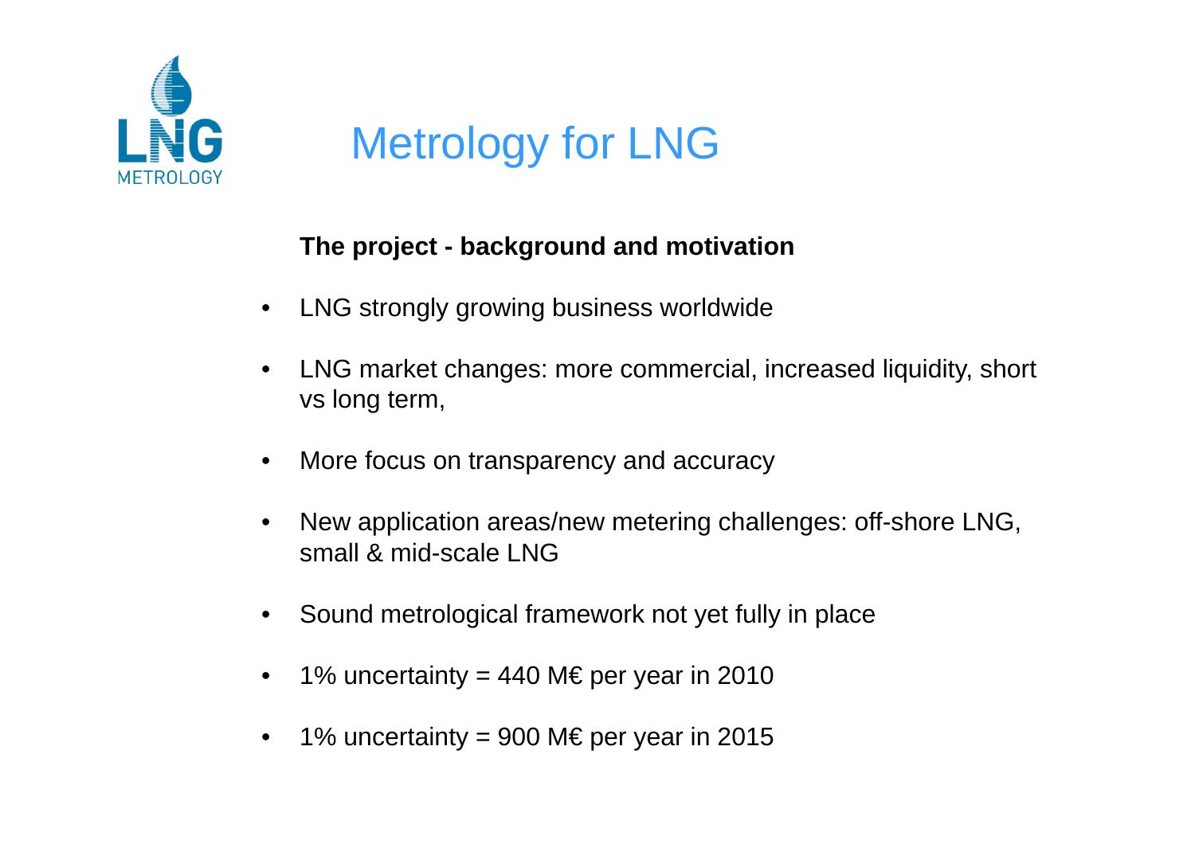# Metrology for LNG

**The project - background and motivation**

- LNG strongly growing business worldwide
- LNG market changes: more commercial, increased liquidity, short vs long term,
- More focus on transparency and accuracy
- New application areas/new metering challenges: off-shore LNG, small & mid-scale LNG
- Sound metrological framework not yet fully in place
- 1% uncertainty = 440 M€ per year in 2010
- 1% uncertainty = 900 M€ per year in 2015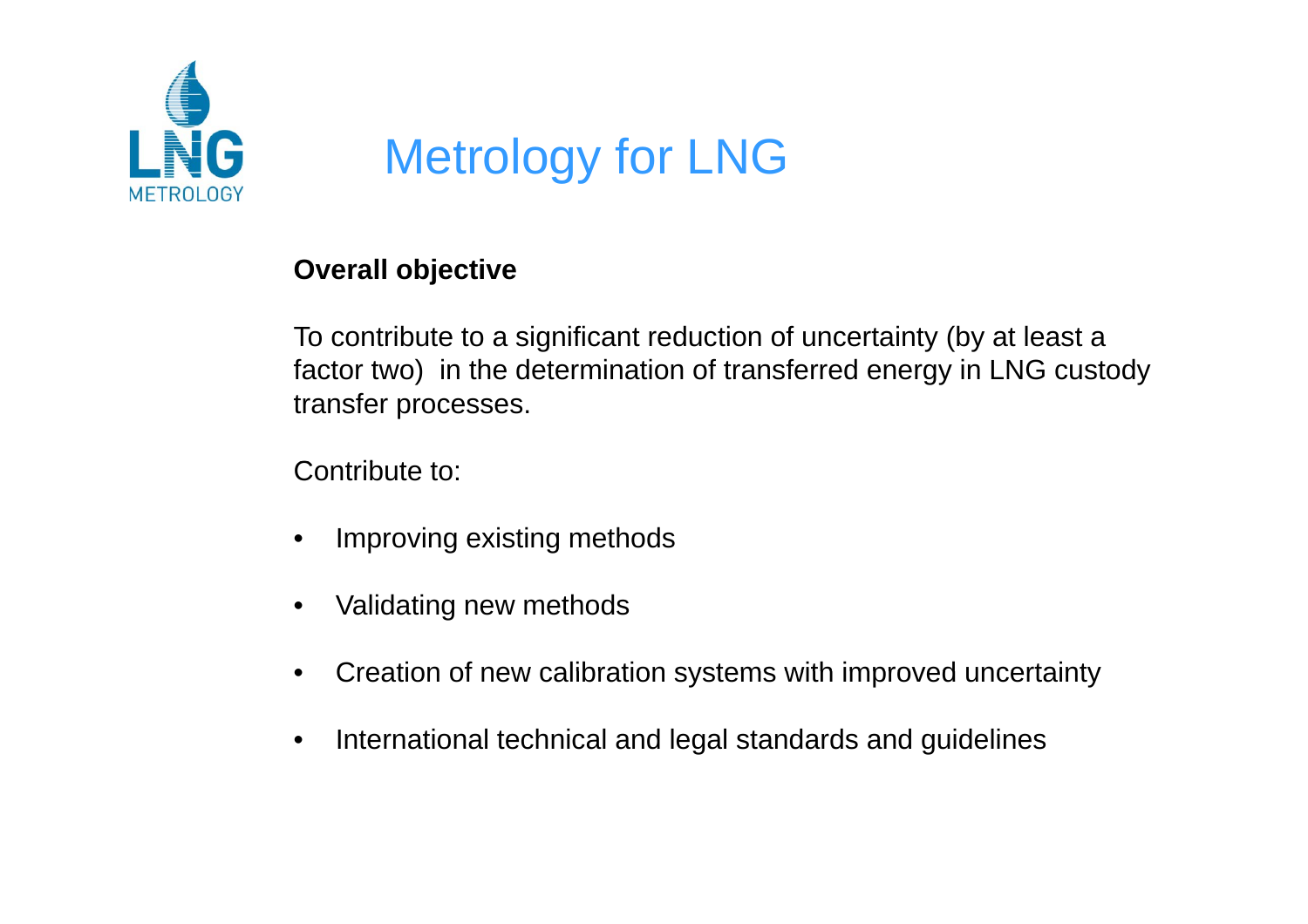# Metrology for LNG

**Overall objective**

To contribute to a significant reduction of uncertainty (by at least a factor two) in the determination of transferred energy in LNG custody transfer processes.

Contribute to:

- Improving existing methods
- Validating new methods
- Creation of new calibration systems with improved uncertainty
- International technical and legal standards and guidelines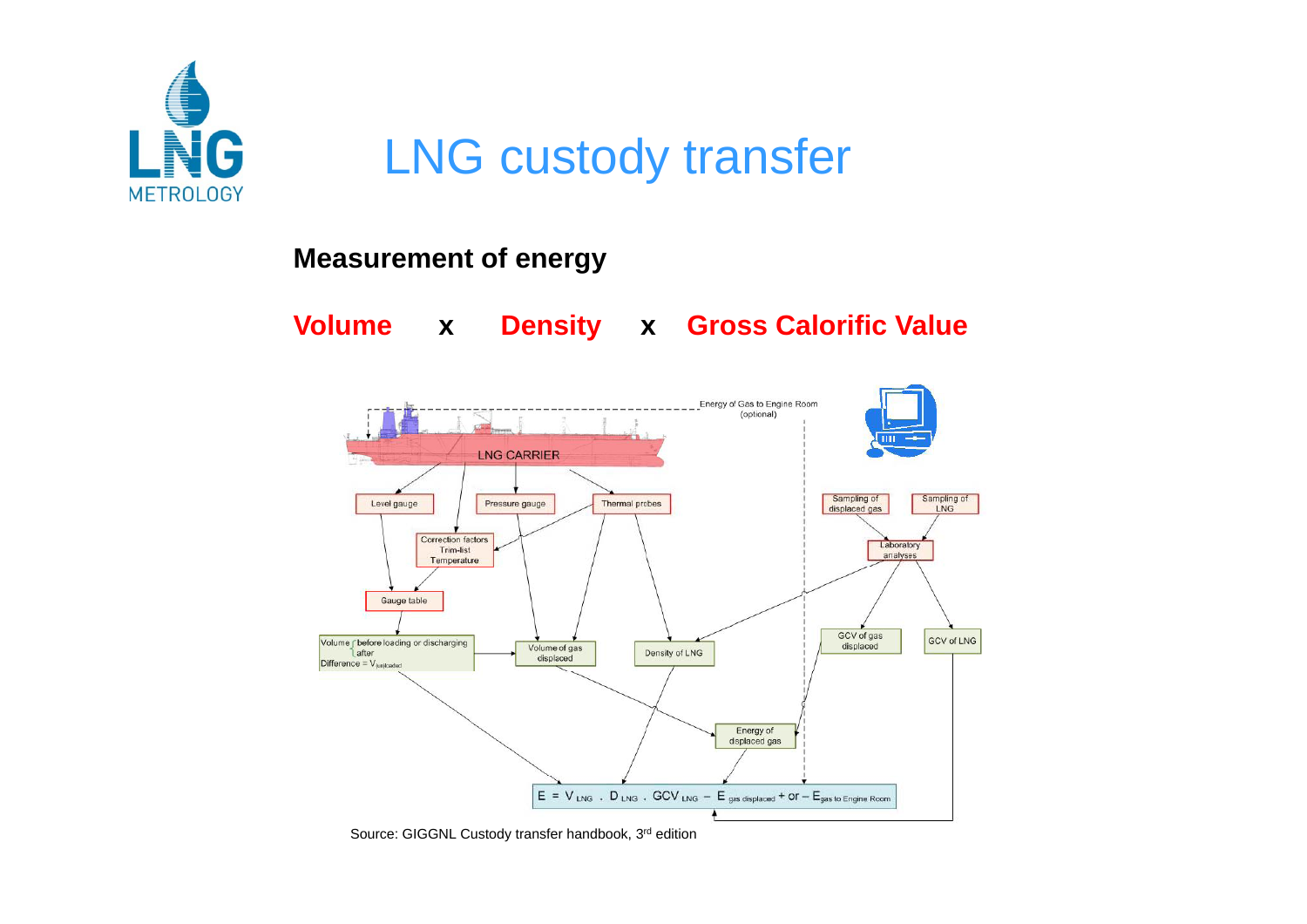# LNG custody transfer

**Measurement of energy**

**Volume x Density x Gross Calorific Value**

Energy of Gas to Engine Room (optional)

LNG CARRIER

Level gauge

Pressure gauge

Thermal probes

Correction factors Trim-list Temperature

Gauge table

Volume before / after loading or discharging
Difference = $V_{(un)loaded}$

Volume of gas displaced

Density of LNG

Sampling of displaced gas

Sampling of LNG

Laboratory analyses

GCV of gas displaced

GCV of LNG

Energy of displaced gas

$$E = V_{LNG} \cdot D_{LNG} \cdot GCV_{LNG} - E_{gas\ displaced} + \text{or} - E_{gas\ to\ Engine\ Room}$$

Source: GIGGNL Custody transfer handbook, 3rd edition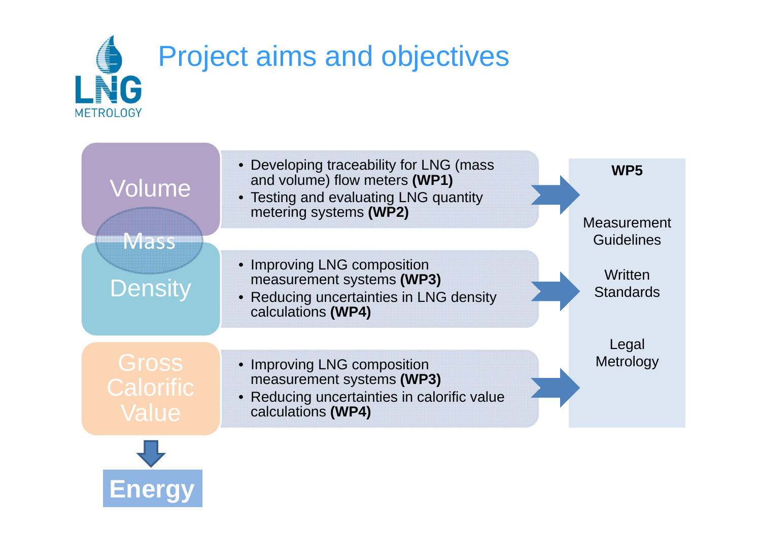# Project aims and objectives

**Volume / Mass / Density**

- Developing traceability for LNG (mass and volume) flow meters **(WP1)**
- Testing and evaluating LNG quantity metering systems **(WP2)**

- Improving LNG composition measurement systems **(WP3)**
- Reducing uncertainties in LNG density calculations **(WP4)**

**Gross Calorific Value → Energy**

- Improving LNG composition measurement systems **(WP3)**
- Reducing uncertainties in calorific value calculations **(WP4)**

**WP5**

- Measurement Guidelines
- Written Standards
- Legal Metrology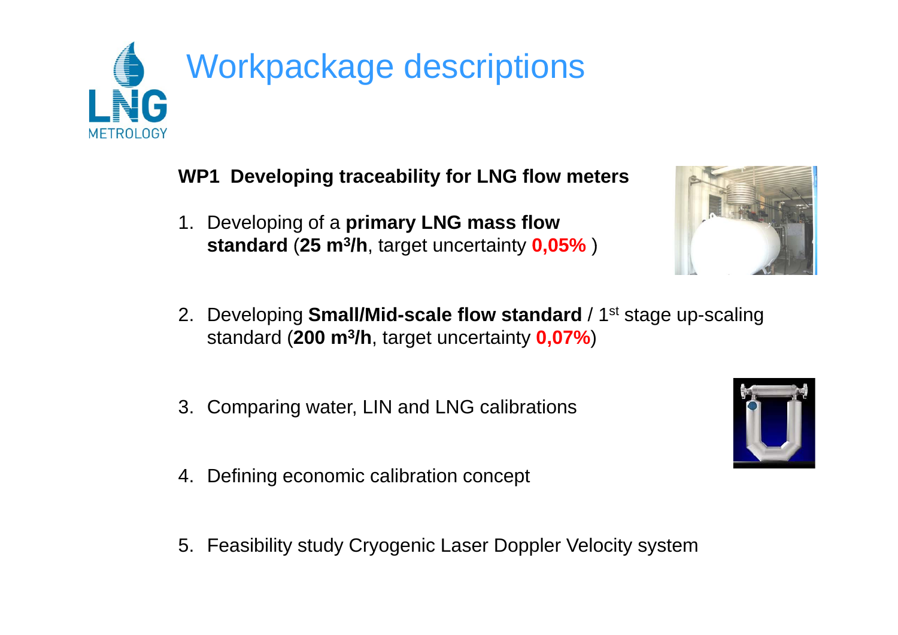# Workpackage descriptions

**WP1 Developing traceability for LNG flow meters**

1. Developing of a **primary LNG mass flow standard** (**25 $m^3$/h**, target uncertainty **0,05%** )

2. Developing **Small/Mid-scale flow standard** / 1st stage up-scaling standard (**200 $m^3$/h**, target uncertainty **0,07%**)

3. Comparing water, LIN and LNG calibrations

4. Defining economic calibration concept

5. Feasibility study Cryogenic Laser Doppler Velocity system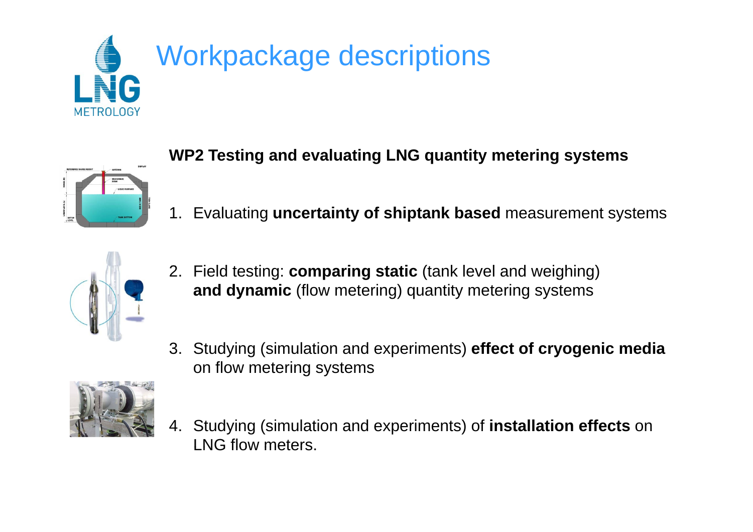# Workpackage descriptions

**WP2 Testing and evaluating LNG quantity metering systems**

1. Evaluating **uncertainty of shiptank based** measurement systems
2. Field testing: **comparing static** (tank level and weighing) **and dynamic** (flow metering) quantity metering systems
3. Studying (simulation and experiments) **effect of cryogenic media** on flow metering systems
4. Studying (simulation and experiments) of **installation effects** on LNG flow meters.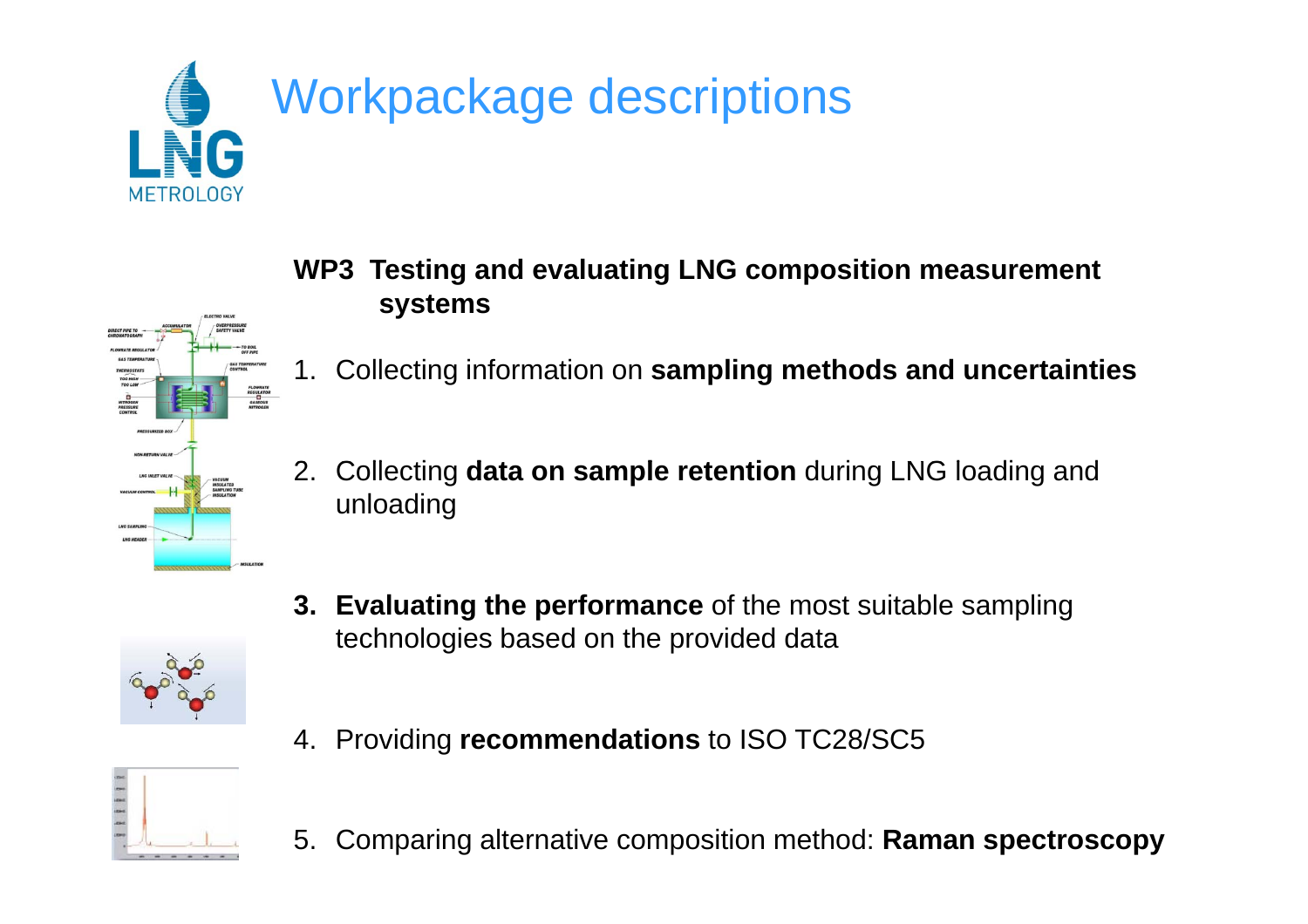# Workpackage descriptions

## WP3 Testing and evaluating LNG composition measurement systems

1. Collecting information on **sampling methods and uncertainties**
2. Collecting **data on sample retention** during LNG loading and unloading
3. **Evaluating the performance** of the most suitable sampling technologies based on the provided data
4. Providing **recommendations** to ISO TC28/SC5
5. Comparing alternative composition method: **Raman spectroscopy**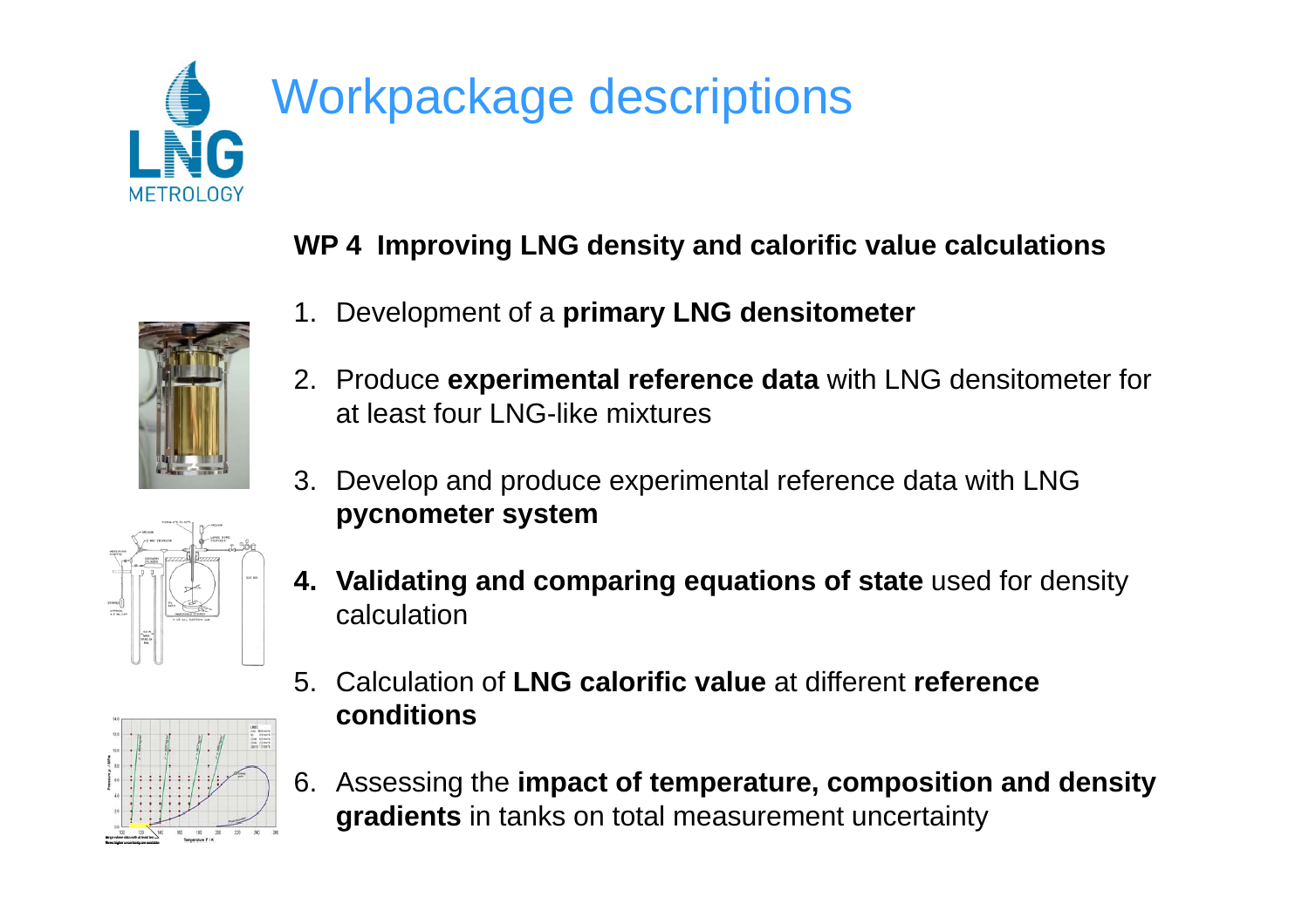# Workpackage descriptions

**WP 4 Improving LNG density and calorific value calculations**

1. Development of a **primary LNG densitometer**
2. Produce **experimental reference data** with LNG densitometer for at least four LNG-like mixtures
3. Develop and produce experimental reference data with LNG **pycnometer system**
4. **Validating and comparing equations of state** used for density calculation
5. Calculation of **LNG calorific value** at different **reference conditions**
6. Assessing the **impact of temperature, composition and density gradients** in tanks on total measurement uncertainty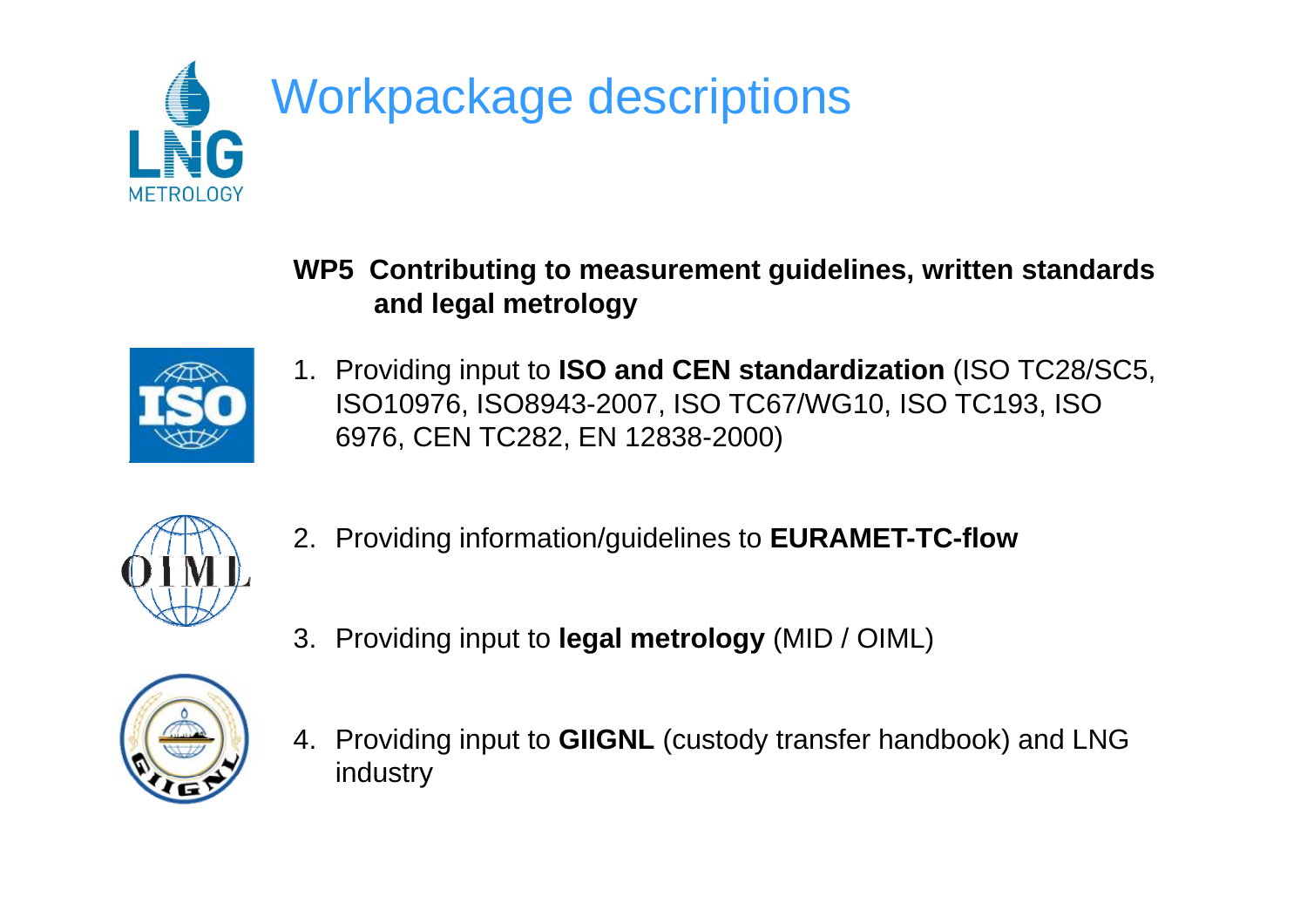# Workpackage descriptions

**WP5 Contributing to measurement guidelines, written standards and legal metrology**

1. Providing input to **ISO and CEN standardization** (ISO TC28/SC5, ISO10976, ISO8943-2007, ISO TC67/WG10, ISO TC193, ISO 6976, CEN TC282, EN 12838-2000)
2. Providing information/guidelines to **EURAMET-TC-flow**
3. Providing input to **legal metrology** (MID / OIML)
4. Providing input to **GIIGNL** (custody transfer handbook) and LNG industry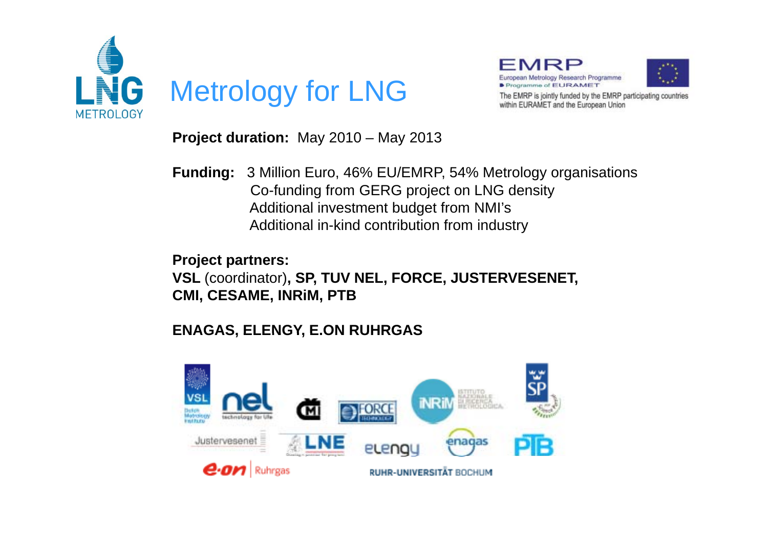# Metrology for LNG

**Project duration:** May 2010 – May 2013

**Funding:** 3 Million Euro, 46% EU/EMRP, 54% Metrology organisations
Co-funding from GERG project on LNG density
Additional investment budget from NMI's
Additional in-kind contribution from industry

**Project partners:**
**VSL** (coordinator)**, SP, TUV NEL, FORCE, JUSTERVESENET, CMI, CESAME, INRiM, PTB**

**ENAGAS, ELENGY, E.ON RUHRGAS**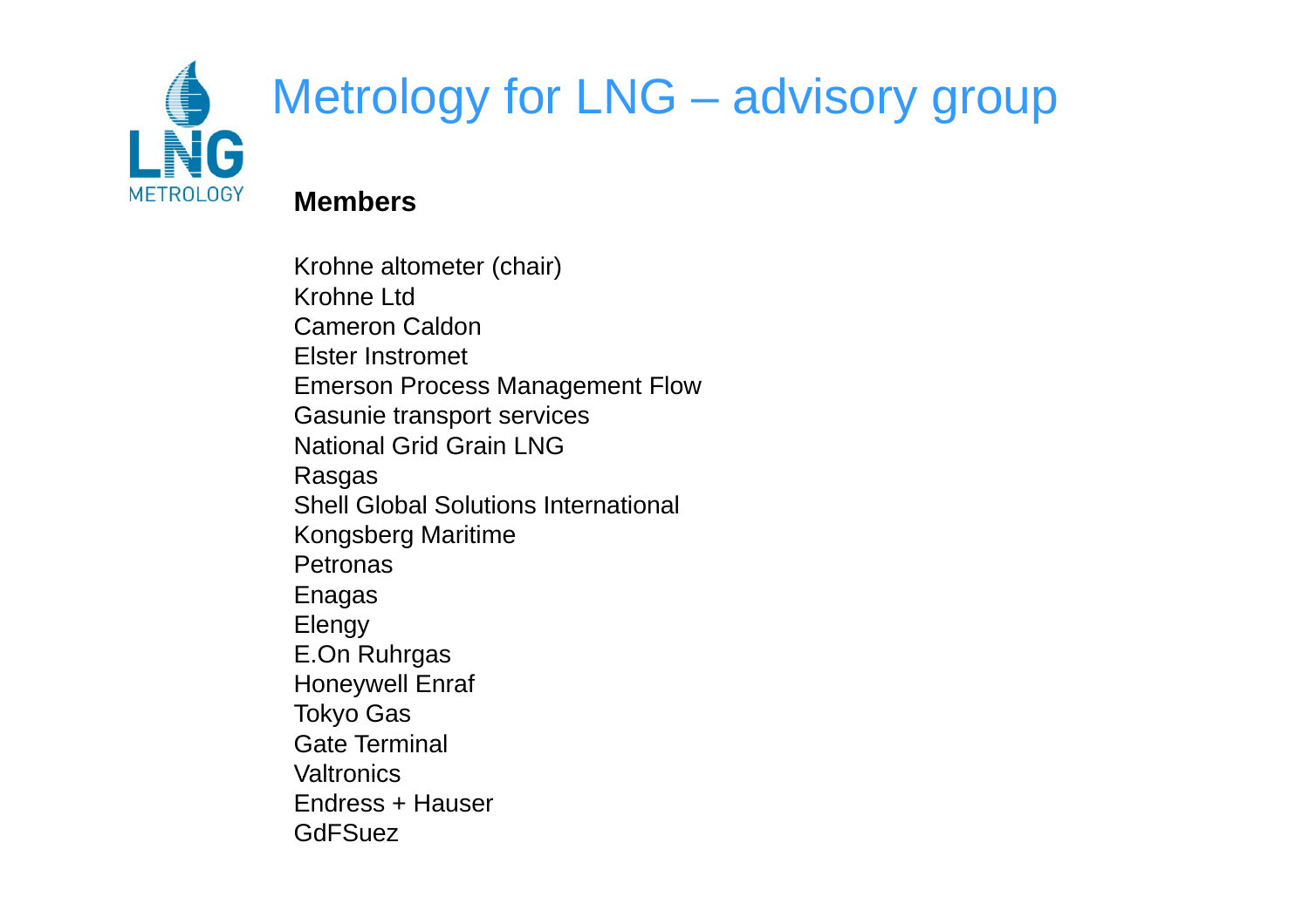# Metrology for LNG – advisory group

**Members**

Krohne altometer (chair)
Krohne Ltd
Cameron Caldon
Elster Instromet
Emerson Process Management Flow
Gasunie transport services
National Grid Grain LNG
Rasgas
Shell Global Solutions International
Kongsberg Maritime
Petronas
Enagas
Elengy
E.On Ruhrgas
Honeywell Enraf
Tokyo Gas
Gate Terminal
Valtronics
Endress + Hauser
GdFSuez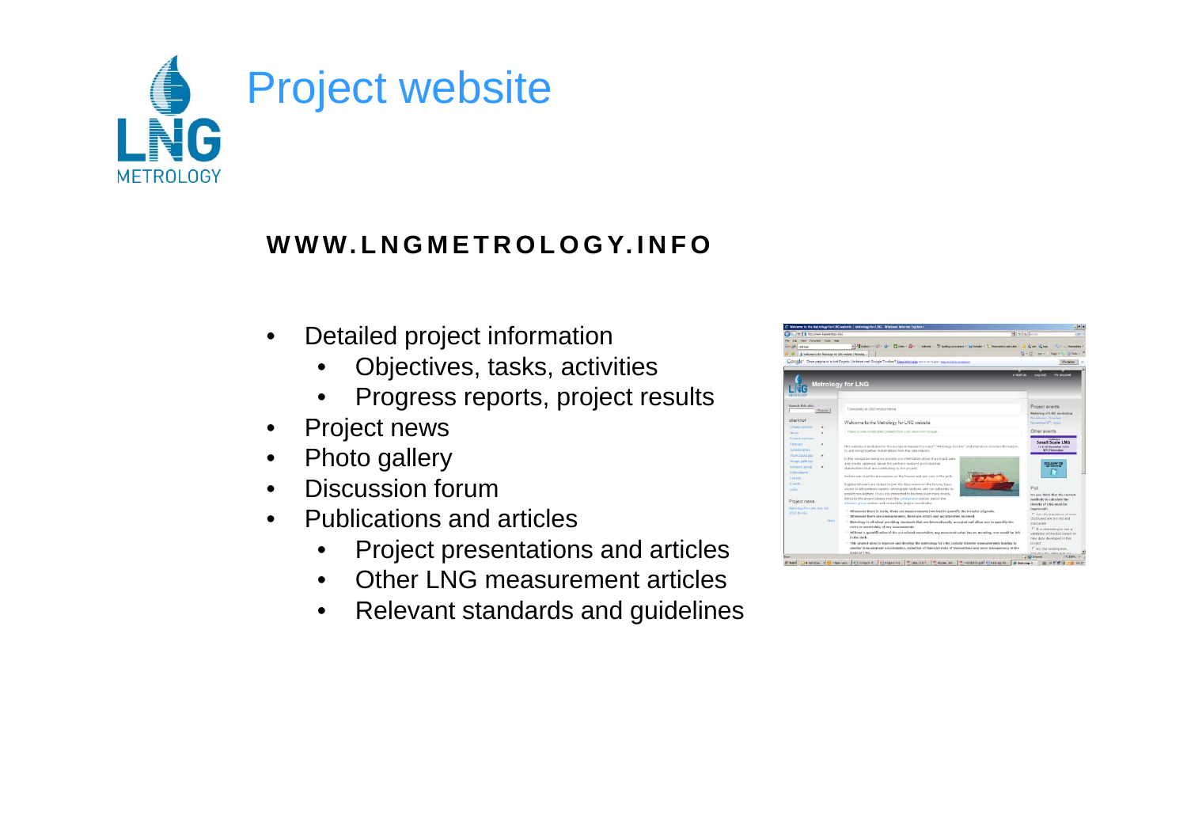# Project website

**WWW.LNGMETROLOGY.INFO**

- Detailed project information
  - Objectives, tasks, activities
  - Progress reports, project results
- Project news
- Photo gallery
- Discussion forum
- Publications and articles
  - Project presentations and articles
  - Other LNG measurement articles
  - Relevant standards and guidelines